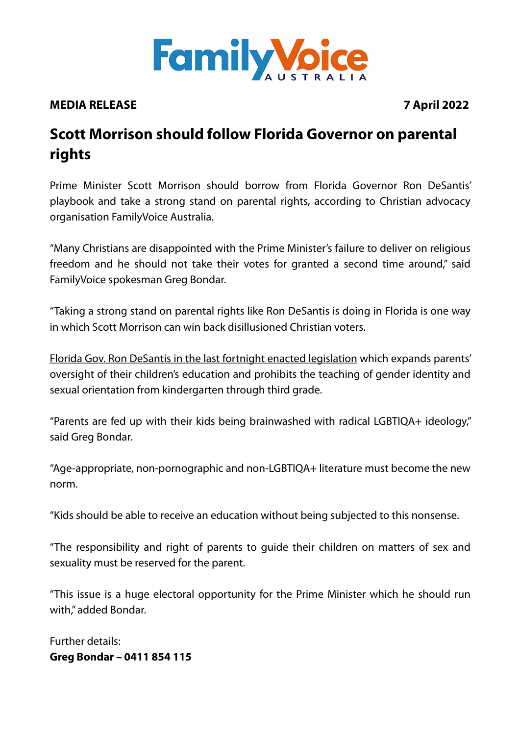FamilyVoice AUSTRALIA

**MEDIA RELEASE** **7 April 2022**

# Scott Morrison should follow Florida Governor on parental rights

Prime Minister Scott Morrison should borrow from Florida Governor Ron DeSantis' playbook and take a strong stand on parental rights, according to Christian advocacy organisation FamilyVoice Australia.

"Many Christians are disappointed with the Prime Minister's failure to deliver on religious freedom and he should not take their votes for granted a second time around," said FamilyVoice spokesman Greg Bondar.

"Taking a strong stand on parental rights like Ron DeSantis is doing in Florida is one way in which Scott Morrison can win back disillusioned Christian voters.

Florida Gov. Ron DeSantis in the last fortnight enacted legislation which expands parents' oversight of their children's education and prohibits the teaching of gender identity and sexual orientation from kindergarten through third grade.

"Parents are fed up with their kids being brainwashed with radical LGBTIQA+ ideology," said Greg Bondar.

"Age-appropriate, non-pornographic and non-LGBTIQA+ literature must become the new norm.

"Kids should be able to receive an education without being subjected to this nonsense.

"The responsibility and right of parents to guide their children on matters of sex and sexuality must be reserved for the parent.

"This issue is a huge electoral opportunity for the Prime Minister which he should run with," added Bondar.

Further details:
**Greg Bondar – 0411 854 115**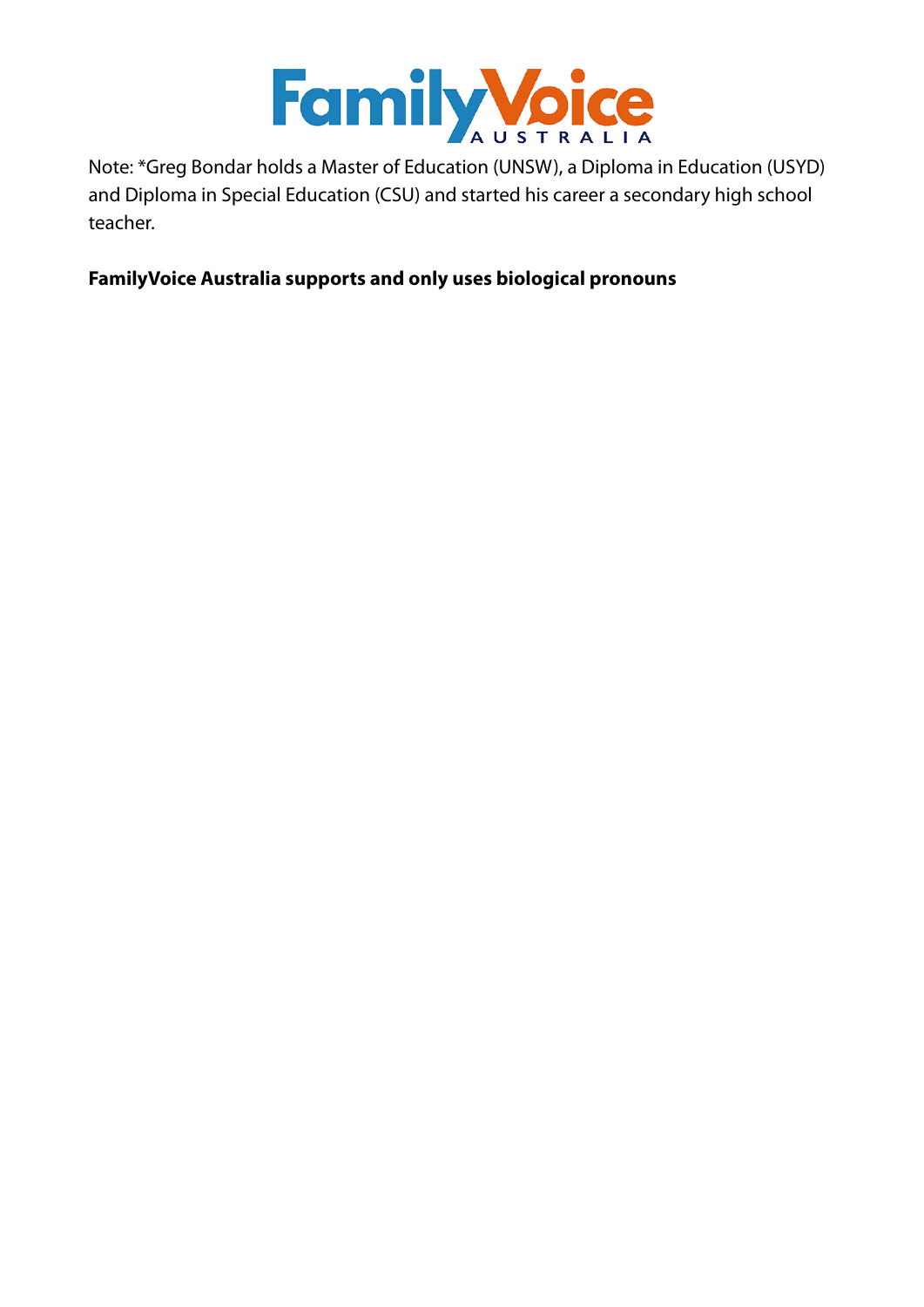Note: *Greg Bondar holds a Master of Education (UNSW), a Diploma in Education (USYD) and Diploma in Special Education (CSU) and started his career a secondary high school teacher.

**FamilyVoice Australia supports and only uses biological pronouns**